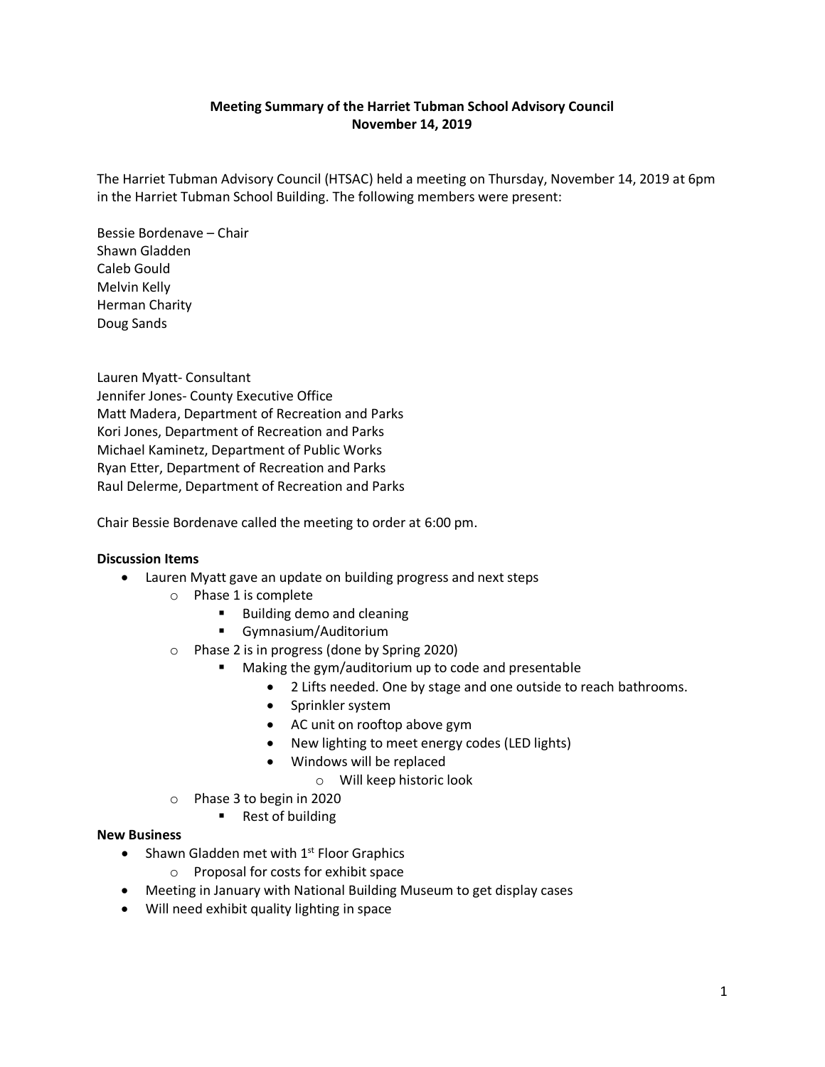**Meeting Summary of the Harriet Tubman School Advisory Council**
**November 14, 2019**

The Harriet Tubman Advisory Council (HTSAC) held a meeting on Thursday, November 14, 2019 at 6pm in the Harriet Tubman School Building. The following members were present:

Bessie Bordenave – Chair
Shawn Gladden
Caleb Gould
Melvin Kelly
Herman Charity
Doug Sands

Lauren Myatt- Consultant
Jennifer Jones- County Executive Office
Matt Madera, Department of Recreation and Parks
Kori Jones, Department of Recreation and Parks
Michael Kaminetz, Department of Public Works
Ryan Etter, Department of Recreation and Parks
Raul Delerme, Department of Recreation and Parks

Chair Bessie Bordenave called the meeting to order at 6:00 pm.

**Discussion Items**

- Lauren Myatt gave an update on building progress and next steps
  - Phase 1 is complete
    - Building demo and cleaning
    - Gymnasium/Auditorium
  - Phase 2 is in progress (done by Spring 2020)
    - Making the gym/auditorium up to code and presentable
      - 2 Lifts needed. One by stage and one outside to reach bathrooms.
      - Sprinkler system
      - AC unit on rooftop above gym
      - New lighting to meet energy codes (LED lights)
      - Windows will be replaced
        - Will keep historic look
  - Phase 3 to begin in 2020
    - Rest of building

**New Business**

- Shawn Gladden met with 1st Floor Graphics
  - Proposal for costs for exhibit space
- Meeting in January with National Building Museum to get display cases
- Will need exhibit quality lighting in space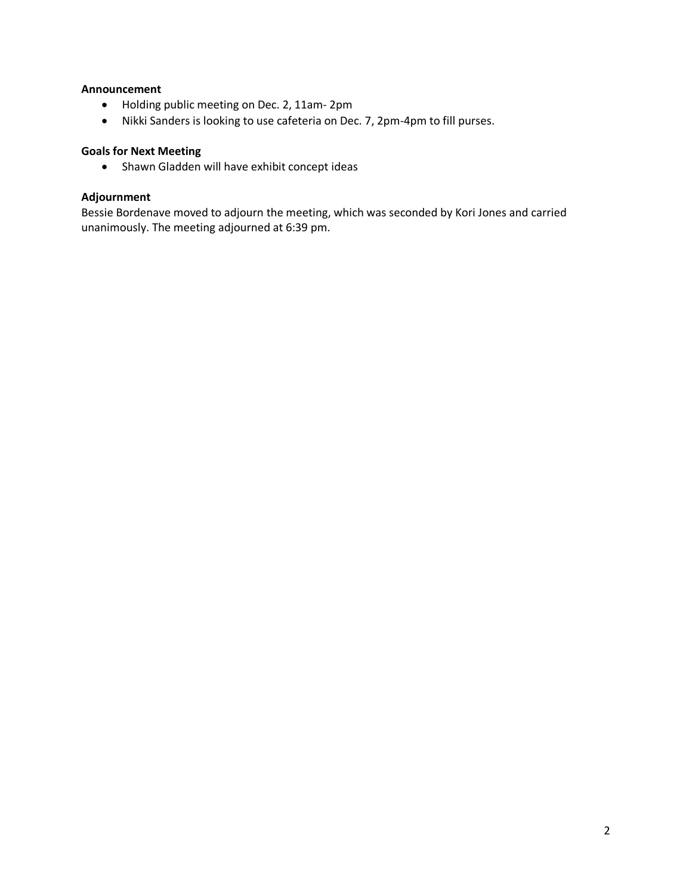**Announcement**

- Holding public meeting on Dec. 2, 11am- 2pm
- Nikki Sanders is looking to use cafeteria on Dec. 7, 2pm-4pm to fill purses.

**Goals for Next Meeting**

- Shawn Gladden will have exhibit concept ideas

**Adjournment**

Bessie Bordenave moved to adjourn the meeting, which was seconded by Kori Jones and carried unanimously. The meeting adjourned at 6:39 pm.